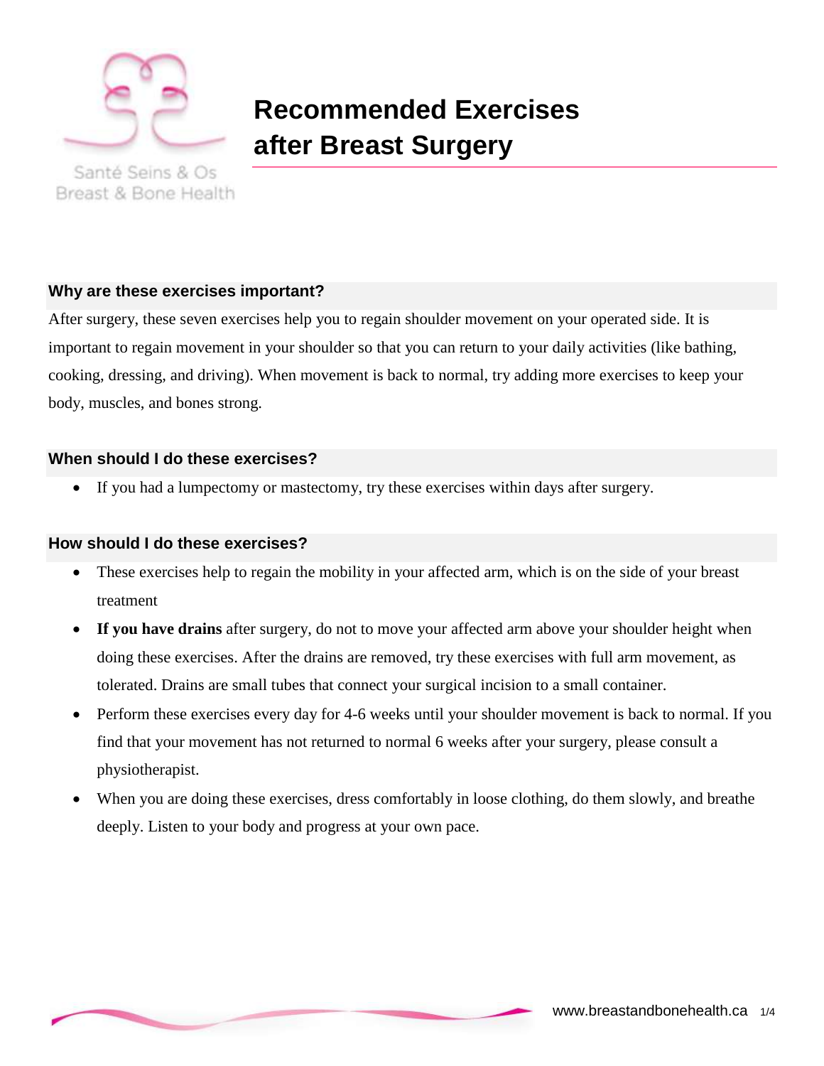Santé Seins & Os
Breast & Bone Health

# Recommended Exercises after Breast Surgery

## Why are these exercises important?

After surgery, these seven exercises help you to regain shoulder movement on your operated side. It is important to regain movement in your shoulder so that you can return to your daily activities (like bathing, cooking, dressing, and driving). When movement is back to normal, try adding more exercises to keep your body, muscles, and bones strong.

## When should I do these exercises?

- If you had a lumpectomy or mastectomy, try these exercises within days after surgery.

## How should I do these exercises?

- These exercises help to regain the mobility in your affected arm, which is on the side of your breast treatment
- **If you have drains** after surgery, do not to move your affected arm above your shoulder height when doing these exercises. After the drains are removed, try these exercises with full arm movement, as tolerated. Drains are small tubes that connect your surgical incision to a small container.
- Perform these exercises every day for 4-6 weeks until your shoulder movement is back to normal. If you find that your movement has not returned to normal 6 weeks after your surgery, please consult a physiotherapist.
- When you are doing these exercises, dress comfortably in loose clothing, do them slowly, and breathe deeply. Listen to your body and progress at your own pace.

www.breastandbonehealth.ca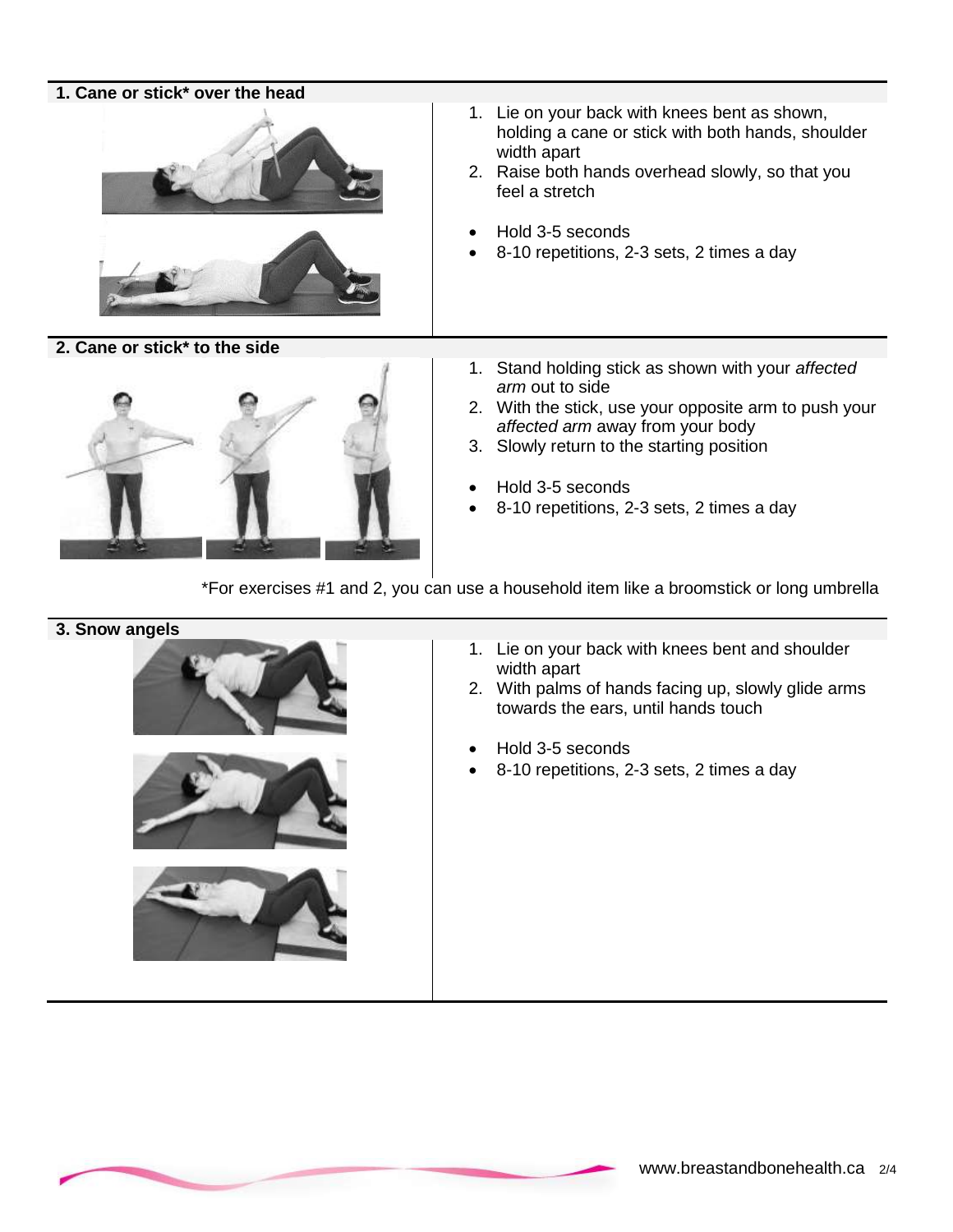### 1. Cane or stick* over the head

1. Lie on your back with knees bent as shown, holding a cane or stick with both hands, shoulder width apart
2. Raise both hands overhead slowly, so that you feel a stretch

- Hold 3-5 seconds
- 8-10 repetitions, 2-3 sets, 2 times a day

### 2. Cane or stick* to the side

1. Stand holding stick as shown with your *affected arm* out to side
2. With the stick, use your opposite arm to push your *affected arm* away from your body
3. Slowly return to the starting position

- Hold 3-5 seconds
- 8-10 repetitions, 2-3 sets, 2 times a day

*For exercises #1 and 2, you can use a household item like a broomstick or long umbrella

### 3. Snow angels

1. Lie on your back with knees bent and shoulder width apart
2. With palms of hands facing up, slowly glide arms towards the ears, until hands touch

- Hold 3-5 seconds
- 8-10 repetitions, 2-3 sets, 2 times a day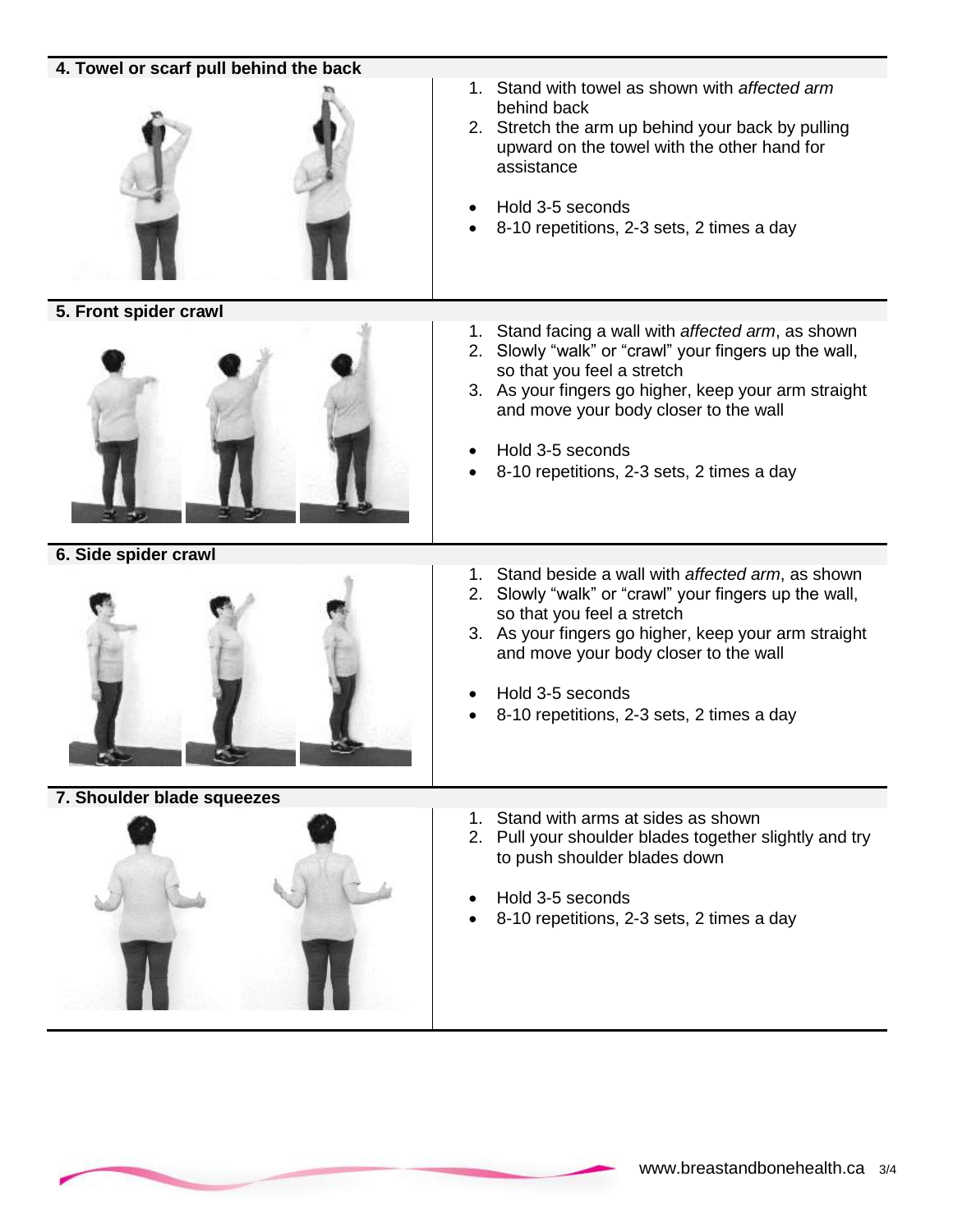#### 4. Towel or scarf pull behind the back

1. Stand with towel as shown with *affected arm* behind back
2. Stretch the arm up behind your back by pulling upward on the towel with the other hand for assistance

- Hold 3-5 seconds
- 8-10 repetitions, 2-3 sets, 2 times a day

#### 5. Front spider crawl

1. Stand facing a wall with *affected arm*, as shown
2. Slowly "walk" or "crawl" your fingers up the wall, so that you feel a stretch
3. As your fingers go higher, keep your arm straight and move your body closer to the wall

- Hold 3-5 seconds
- 8-10 repetitions, 2-3 sets, 2 times a day

#### 6. Side spider crawl

1. Stand beside a wall with *affected arm*, as shown
2. Slowly "walk" or "crawl" your fingers up the wall, so that you feel a stretch
3. As your fingers go higher, keep your arm straight and move your body closer to the wall

- Hold 3-5 seconds
- 8-10 repetitions, 2-3 sets, 2 times a day

#### 7. Shoulder blade squeezes

1. Stand with arms at sides as shown
2. Pull your shoulder blades together slightly and try to push shoulder blades down

- Hold 3-5 seconds
- 8-10 repetitions, 2-3 sets, 2 times a day

www.breastandbonehealth.ca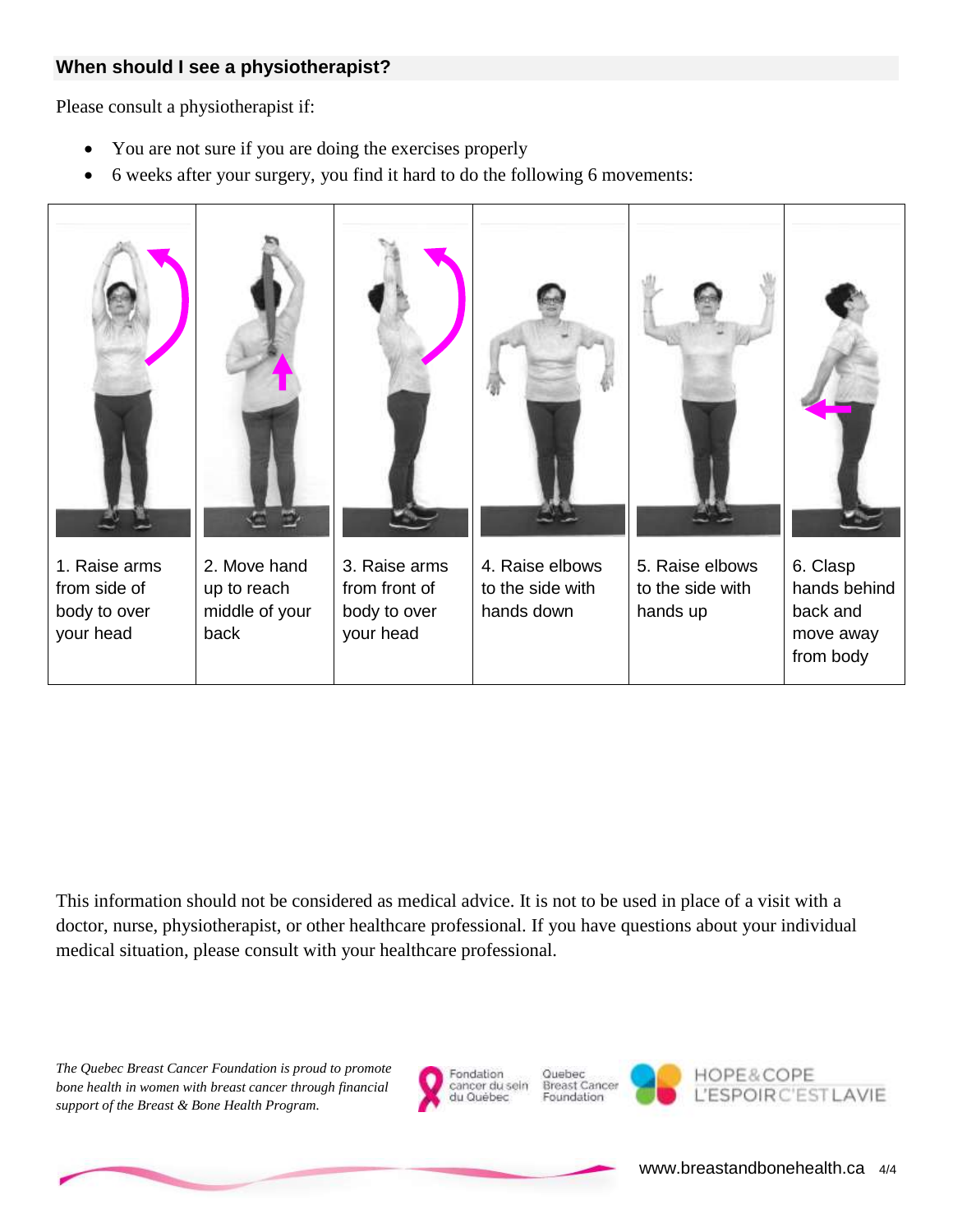## When should I see a physiotherapist?

Please consult a physiotherapist if:

- You are not sure if you are doing the exercises properly
- 6 weeks after your surgery, you find it hard to do the following 6 movements:

| | | | | | |
|---|---|---|---|---|---|
| 1. Raise arms from side of body to over your head | 2. Move hand up to reach middle of your back | 3. Raise arms from front of body to over your head | 4. Raise elbows to the side with hands down | 5. Raise elbows to the side with hands up | 6. Clasp hands behind back and move away from body |

This information should not be considered as medical advice. It is not to be used in place of a visit with a doctor, nurse, physiotherapist, or other healthcare professional. If you have questions about your individual medical situation, please consult with your healthcare professional.

*The Quebec Breast Cancer Foundation is proud to promote bone health in women with breast cancer through financial support of the Breast & Bone Health Program.*

Fondation cancer du sein du Québec

Quebec Breast Cancer Foundation

HOPE&COPE L'ESPOIR C'EST LA VIE

www.breastandbonehealth.ca